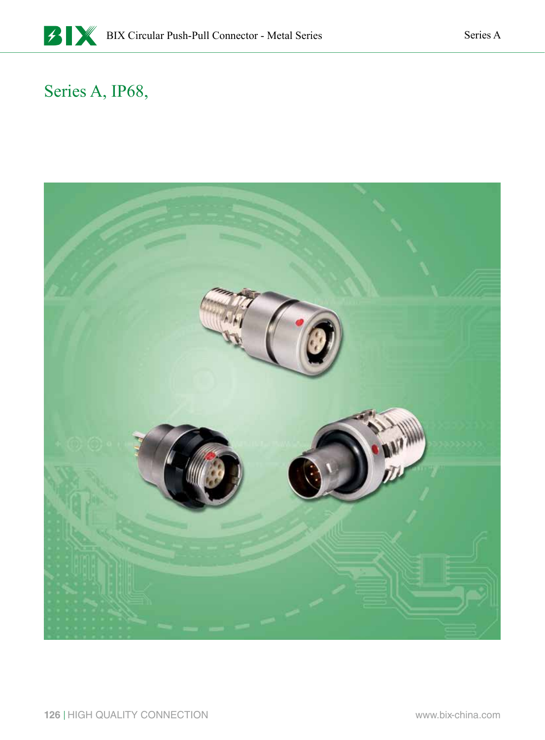# Series A, IP68,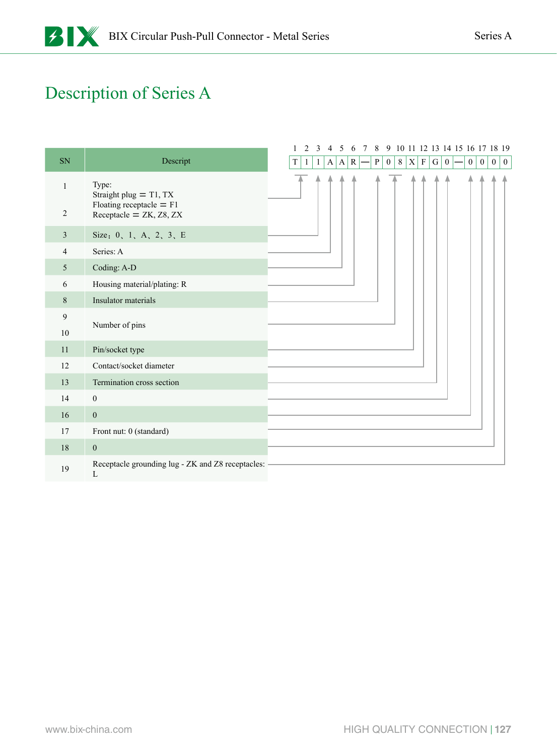# Description of Series A

| 1 | 2 | 3 | 4 | 5 | 6 | 7 | 8 | 9 | 10 | 11 | 12 | 13 | 14 | 15 | 16 | 17 | 18 | 19 |
|---|---|---|---|---|---|---|---|---|---|---|---|---|---|---|---|---|---|---|
| T | 1 | 1 | A | A | R | — | P | 0 | 8 | X | F | G | 0 | — | 0 | 0 | 0 | 0 |

| SN | Descript |
|---|---|
| 1<br>2 | Type:<br>Straight plug ＝ T1, TX<br>Floating receptacle ＝ F1<br>Receptacle ＝ ZK, Z8, ZX |
| 3 | Size：0、1、A、2、3、E |
| 4 | Series: A |
| 5 | Coding: A-D |
| 6 | Housing material/plating: R |
| 8 | Insulator materials |
| 9<br>10 | Number of pins |
| 11 | Pin/socket type |
| 12 | Contact/socket diameter |
| 13 | Termination cross section |
| 14 | 0 |
| 16 | 0 |
| 17 | Front nut: 0 (standard) |
| 18 | 0 |
| 19 | Receptacle grounding lug - ZK and Z8 receptacles: L |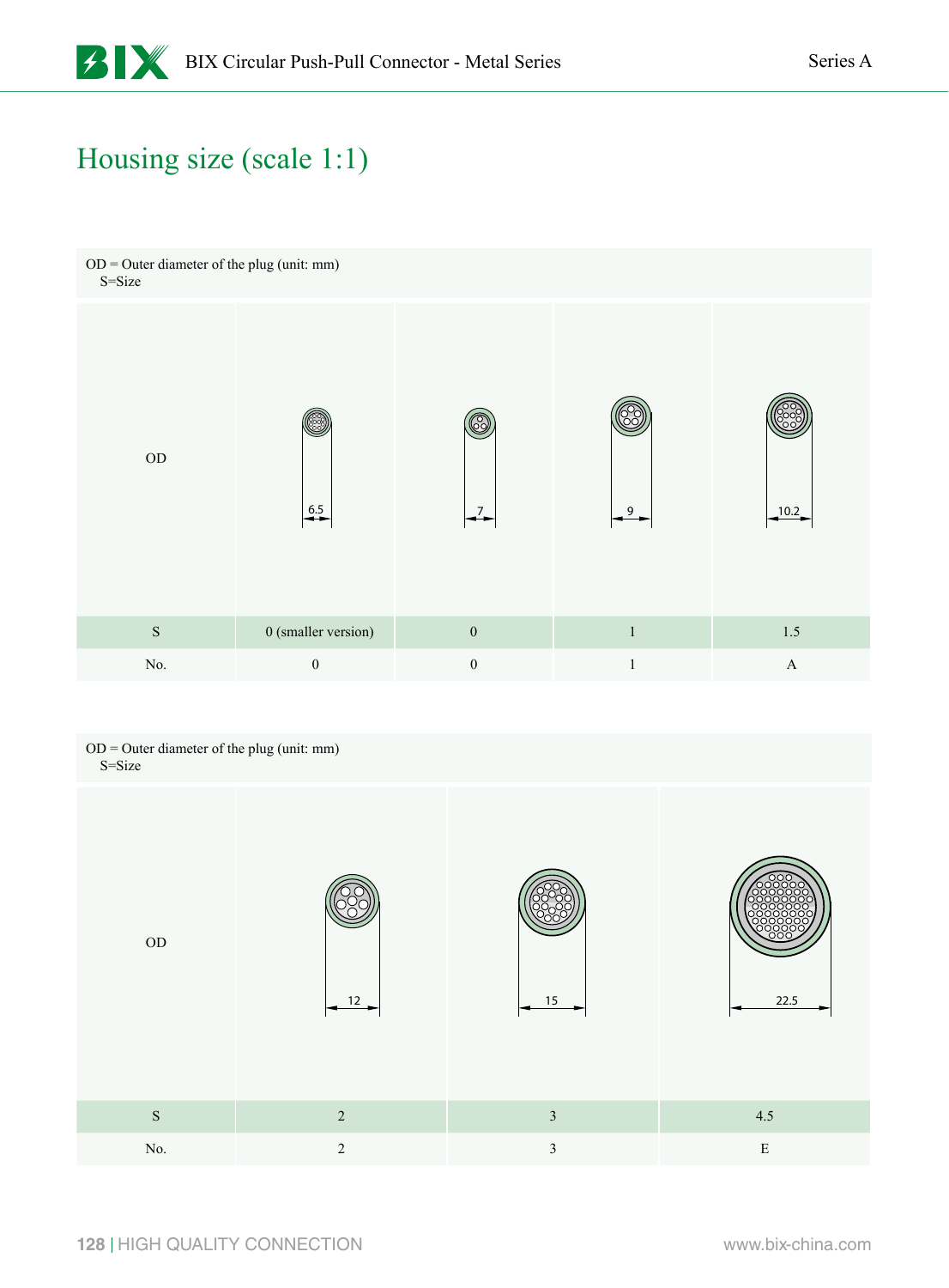# Housing size (scale 1:1)

OD = Outer diameter of the plug (unit: mm)
S=Size

| OD | 6.5 | 7 | 9 | 10.2 |
|---|---|---|---|---|
| S | 0 (smaller version) | 0 | 1 | 1.5 |
| No. | 0 | 0 | 1 | A |

OD = Outer diameter of the plug (unit: mm)
S=Size

| OD | 12 | 15 | 22.5 |
|---|---|---|---|
| S | 2 | 3 | 4.5 |
| No. | 2 | 3 | E |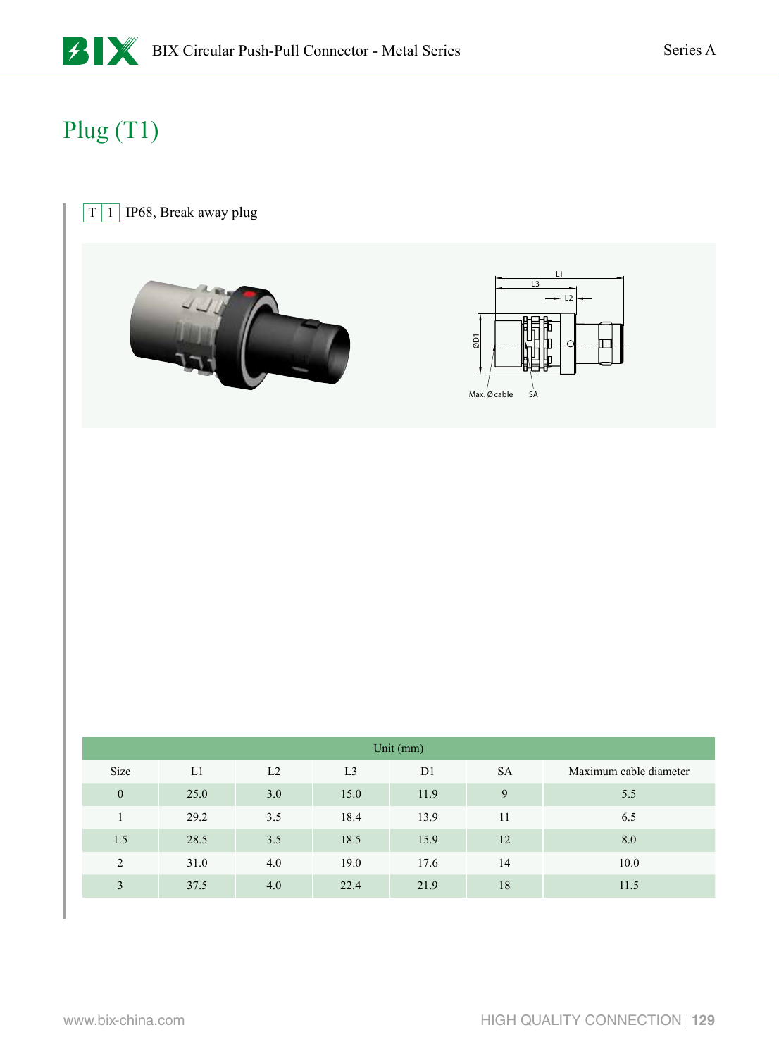# Plug (T1)

T 1 IP68, Break away plug

| Unit (mm) | | | | | | |
|---|---|---|---|---|---|---|
| Size | L1 | L2 | L3 | D1 | SA | Maximum cable diameter |
| 0 | 25.0 | 3.0 | 15.0 | 11.9 | 9 | 5.5 |
| 1 | 29.2 | 3.5 | 18.4 | 13.9 | 11 | 6.5 |
| 1.5 | 28.5 | 3.5 | 18.5 | 15.9 | 12 | 8.0 |
| 2 | 31.0 | 4.0 | 19.0 | 17.6 | 14 | 10.0 |
| 3 | 37.5 | 4.0 | 22.4 | 21.9 | 18 | 11.5 |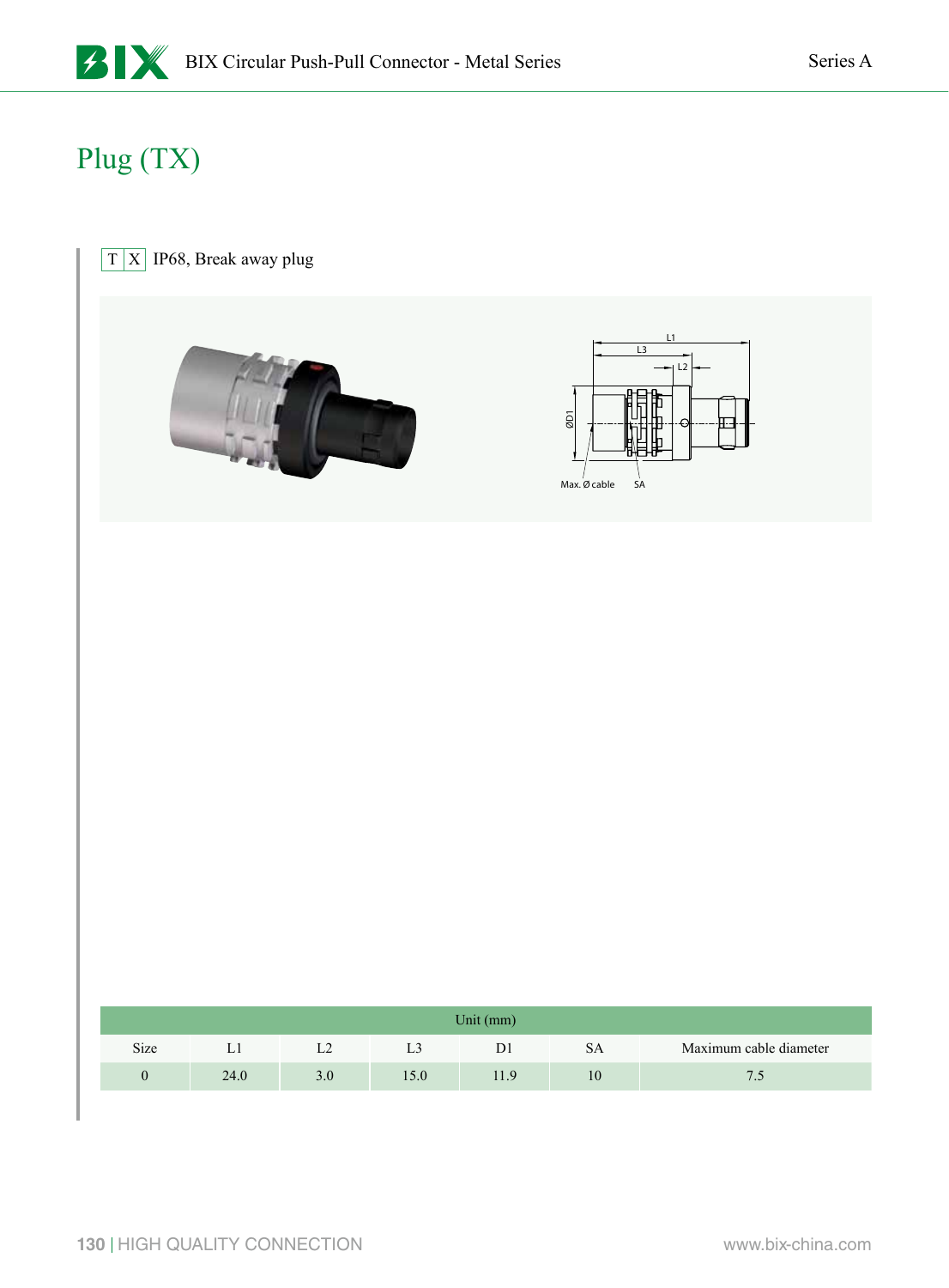# Plug (TX)

T X IP68, Break away plug

| Unit (mm) | | | | | | |
|---|---|---|---|---|---|---|
| Size | L1 | L2 | L3 | D1 | SA | Maximum cable diameter |
| 0 | 24.0 | 3.0 | 15.0 | 11.9 | 10 | 7.5 |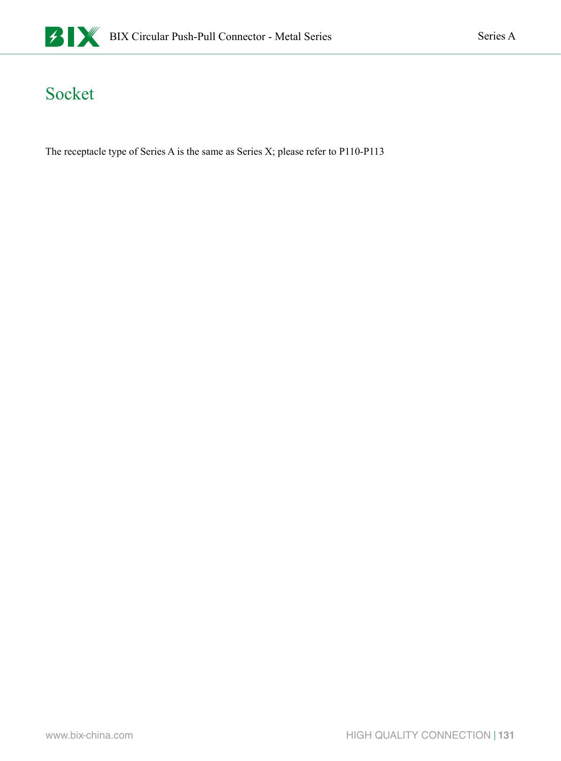# Socket

The receptacle type of Series A is the same as Series X; please refer to P110-P113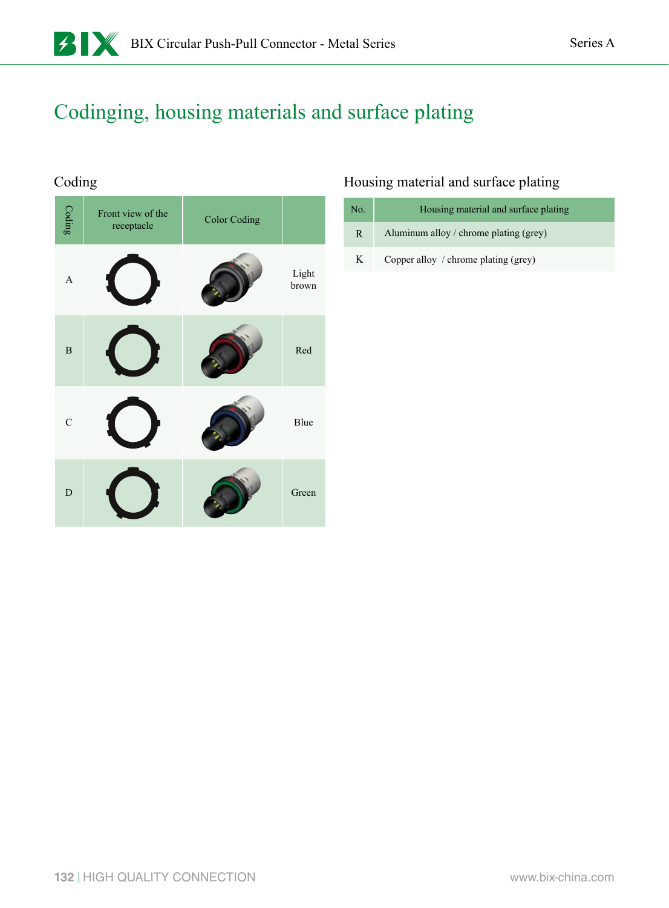# Codinging, housing materials and surface plating

## Coding

| Coding | Front view of the receptacle | Color Coding | |
|---|---|---|---|
| A | | | Light brown |
| B | | | Red |
| C | | | Blue |
| D | | | Green |

## Housing material and surface plating

| No. | Housing material and surface plating |
|---|---|
| R | Aluminum alloy / chrome plating (grey) |
| K | Copper alloy / chrome plating (grey) |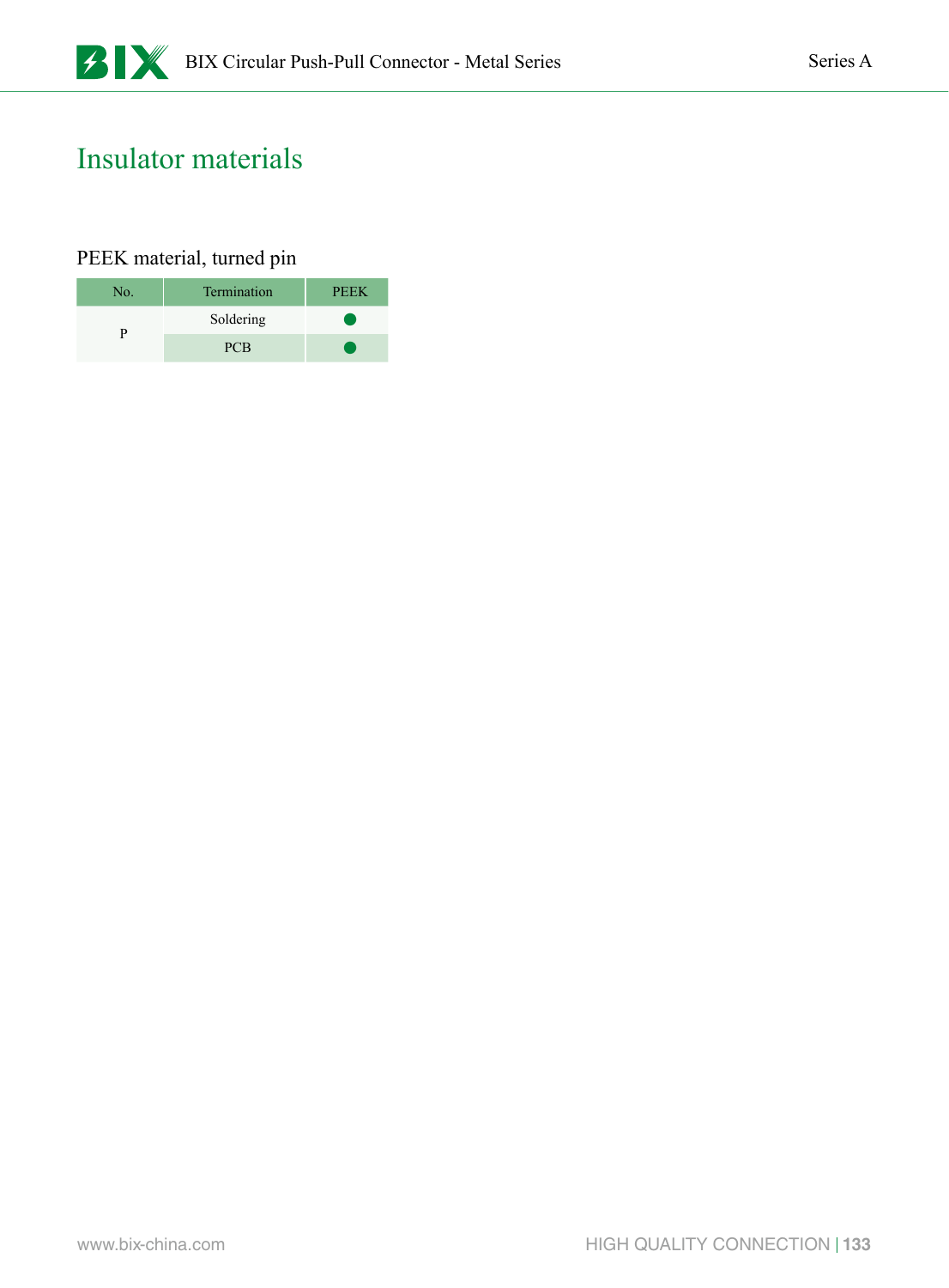# Insulator materials

## PEEK material, turned pin

| No. | Termination | PEEK |
|---|---|---|
| P | Soldering | ● |
| | PCB | ● |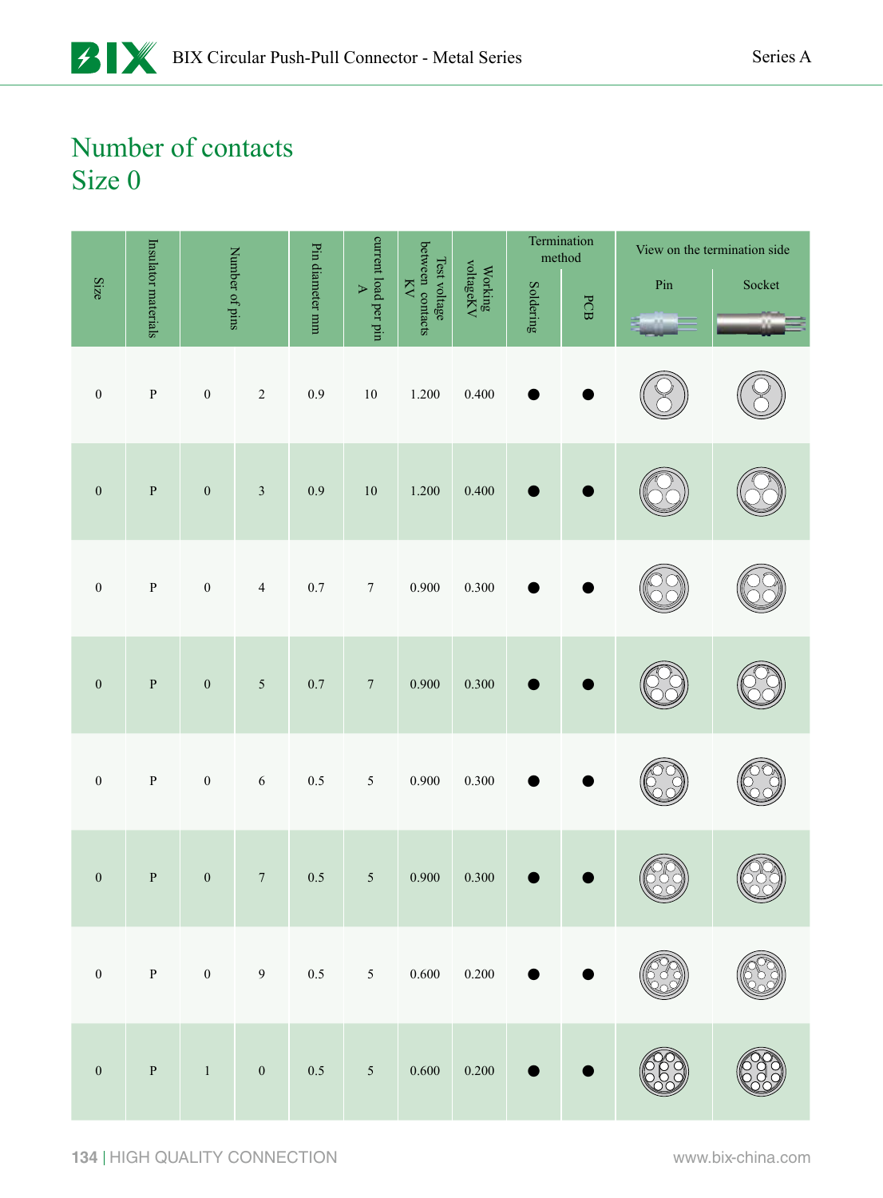# Number of contacts
## Size 0

| Size | Insulator materials | Number of pins | | Pin diameter mm | current load per pin A | Test voltage between contacts KV | Working voltageKV | Termination method | | View on the termination side | |
|---|---|---|---|---|---|---|---|---|---|---|---|
| | | | | | | | | Soldering | PCB | Pin | Socket |
| 0 | P | 0 | 2 | 0.9 | 10 | 1.200 | 0.400 | ● | ● | | |
| 0 | P | 0 | 3 | 0.9 | 10 | 1.200 | 0.400 | ● | ● | | |
| 0 | P | 0 | 4 | 0.7 | 7 | 0.900 | 0.300 | ● | ● | | |
| 0 | P | 0 | 5 | 0.7 | 7 | 0.900 | 0.300 | ● | ● | | |
| 0 | P | 0 | 6 | 0.5 | 5 | 0.900 | 0.300 | ● | ● | | |
| 0 | P | 0 | 7 | 0.5 | 5 | 0.900 | 0.300 | ● | ● | | |
| 0 | P | 0 | 9 | 0.5 | 5 | 0.600 | 0.200 | ● | ● | | |
| 0 | P | 1 | 0 | 0.5 | 5 | 0.600 | 0.200 | ● | ● | | |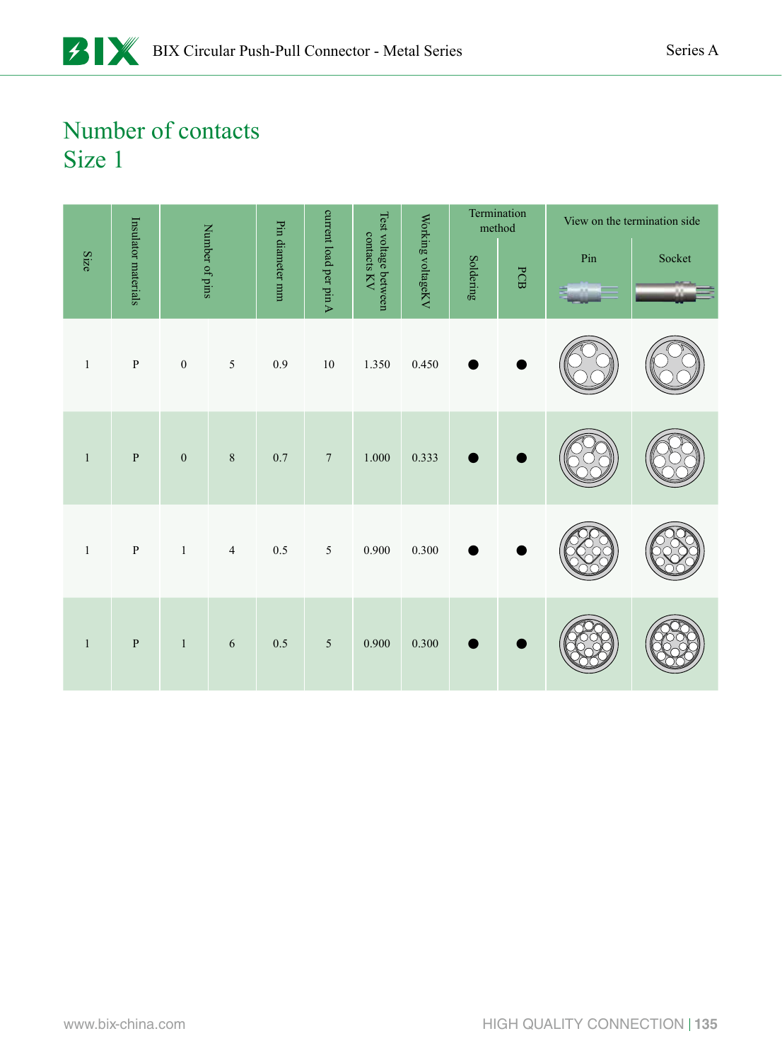# Number of contacts
## Size 1

| Size | Insulator materials | Number of pins | | Pin diameter mm | current load per pin A | Test voltage between contacts KV | Working voltageKV | Termination method | | View on the termination side | |
|---|---|---|---|---|---|---|---|---|---|---|---|
| | | | | | | | | Soldering | PCB | Pin | Socket |
| 1 | P | 0 | 5 | 0.9 | 10 | 1.350 | 0.450 | ● | ● | | |
| 1 | P | 0 | 8 | 0.7 | 7 | 1.000 | 0.333 | ● | ● | | |
| 1 | P | 1 | 4 | 0.5 | 5 | 0.900 | 0.300 | ● | ● | | |
| 1 | P | 1 | 6 | 0.5 | 5 | 0.900 | 0.300 | ● | ● | | |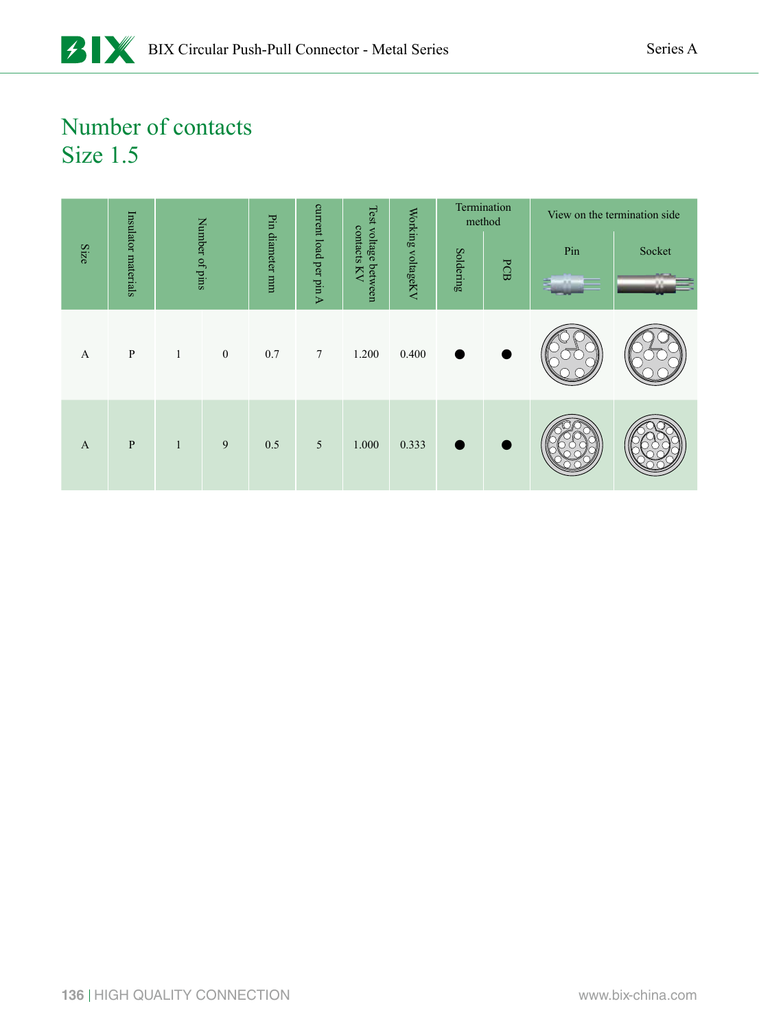# Number of contacts
## Size 1.5

| Size | Insulator materials | Number of pins | | Pin diameter mm | current load per pin A | Test voltage between contacts KV | Working voltageKV | Termination method | | View on the termination side | |
|---|---|---|---|---|---|---|---|---|---|---|---|
| | | | | | | | | Soldering | PCB | Pin | Socket |
| A | P | 1 | 0 | 0.7 | 7 | 1.200 | 0.400 | ● | ● | | |
| A | P | 1 | 9 | 0.5 | 5 | 1.000 | 0.333 | ● | ● | | |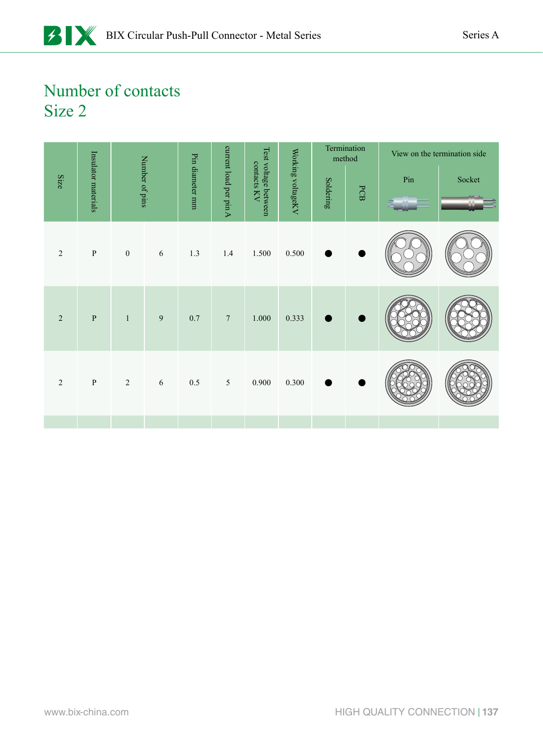# Number of contacts
## Size 2

| Size | Insulator materials | Number of pins | | Pin diameter mm | current load per pin A | Test voltage between contacts KV | Working voltageKV | Termination method | | View on the termination side | |
|---|---|---|---|---|---|---|---|---|---|---|---|
| | | | | | | | | Soldering | PCB | Pin | Socket |
| 2 | P | 0 | 6 | 1.3 | 1.4 | 1.500 | 0.500 | ● | ● | | |
| 2 | P | 1 | 9 | 0.7 | 7 | 1.000 | 0.333 | ● | ● | | |
| 2 | P | 2 | 6 | 0.5 | 5 | 0.900 | 0.300 | ● | ● | | |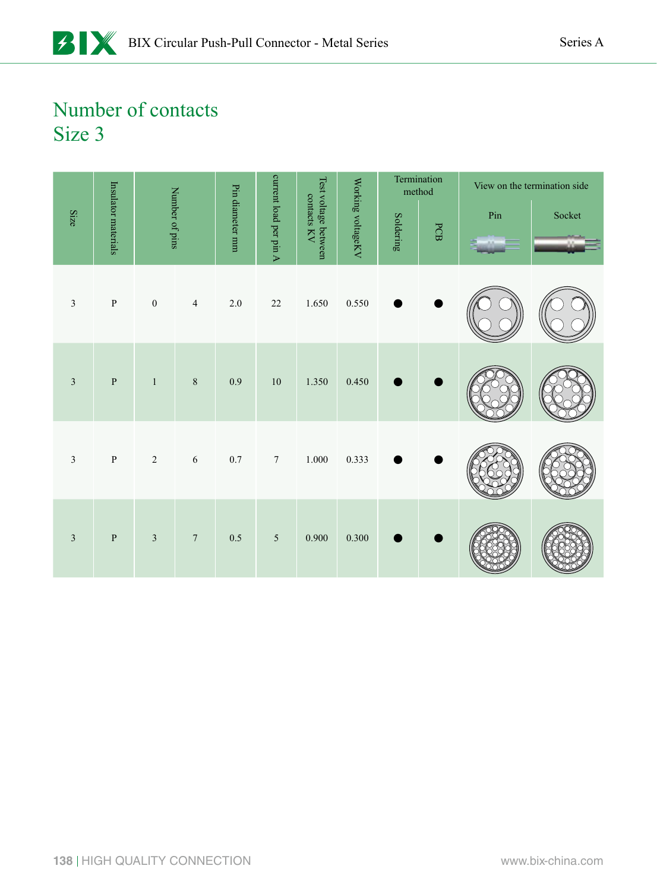# Number of contacts
## Size 3

| Size | Insulator materials | Number of pins | | Pin diameter mm | current load per pin A | Test voltage between contacts KV | Working voltageKV | Termination method | | View on the termination side | |
|---|---|---|---|---|---|---|---|---|---|---|---|
| | | | | | | | | Soldering | PCB | Pin | Socket |
| 3 | P | 0 | 4 | 2.0 | 22 | 1.650 | 0.550 | ● | ● | | |
| 3 | P | 1 | 8 | 0.9 | 10 | 1.350 | 0.450 | ● | ● | | |
| 3 | P | 2 | 6 | 0.7 | 7 | 1.000 | 0.333 | ● | ● | | |
| 3 | P | 3 | 7 | 0.5 | 5 | 0.900 | 0.300 | ● | ● | | |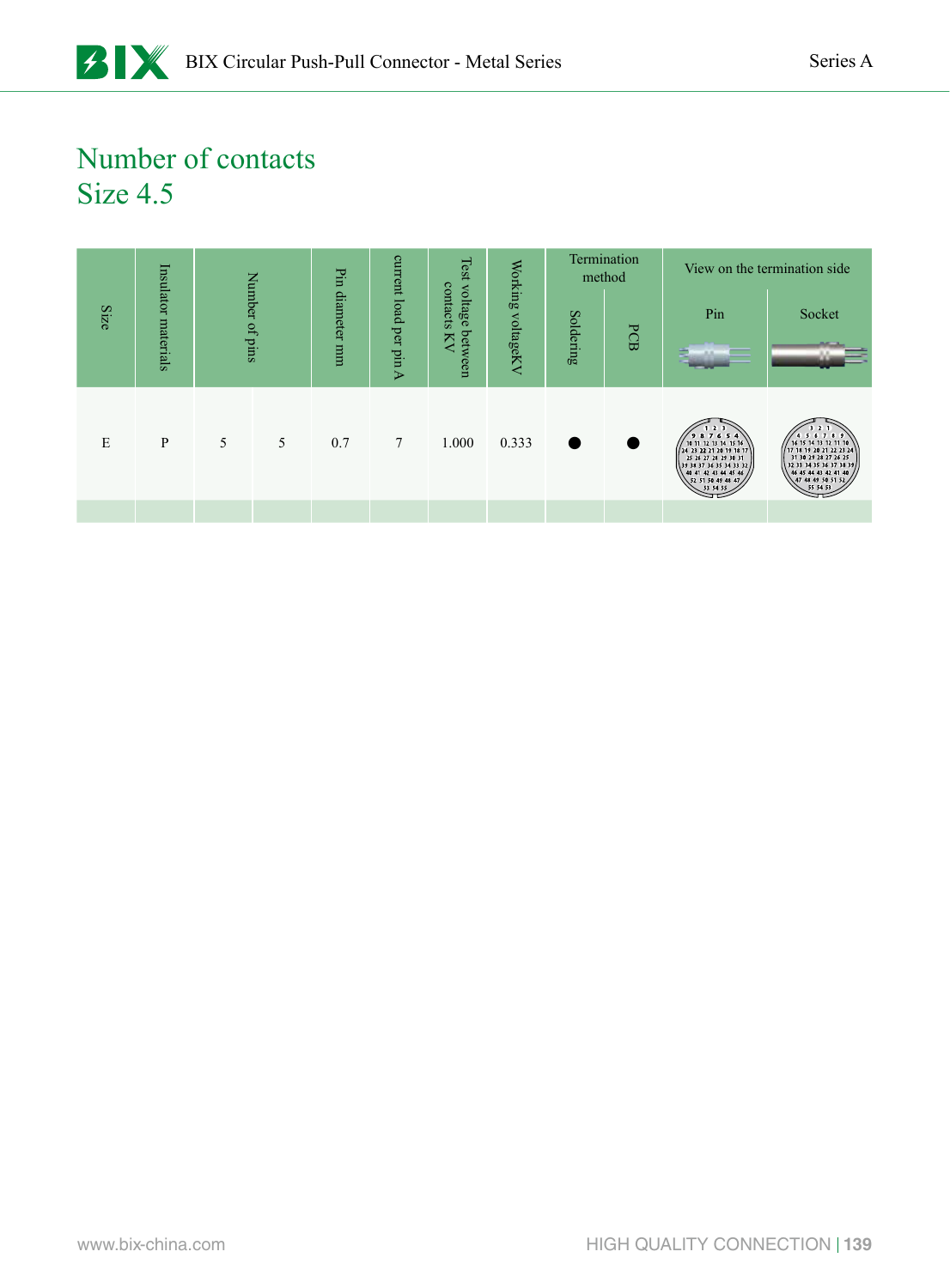# Number of contacts
## Size 4.5

| Size | Insulator materials | Number of pins | | Pin diameter mm | current load per pin A | Test voltage between contacts KV | Working voltageKV | Termination method | | View on the termination side | |
|---|---|---|---|---|---|---|---|---|---|---|---|
| | | | | | | | | Soldering | PCB | Pin | Socket |
| E | P | 5 | 5 | 0.7 | 7 | 1.000 | 0.333 | ● | ● | | |
| | | | | | | | | | | | |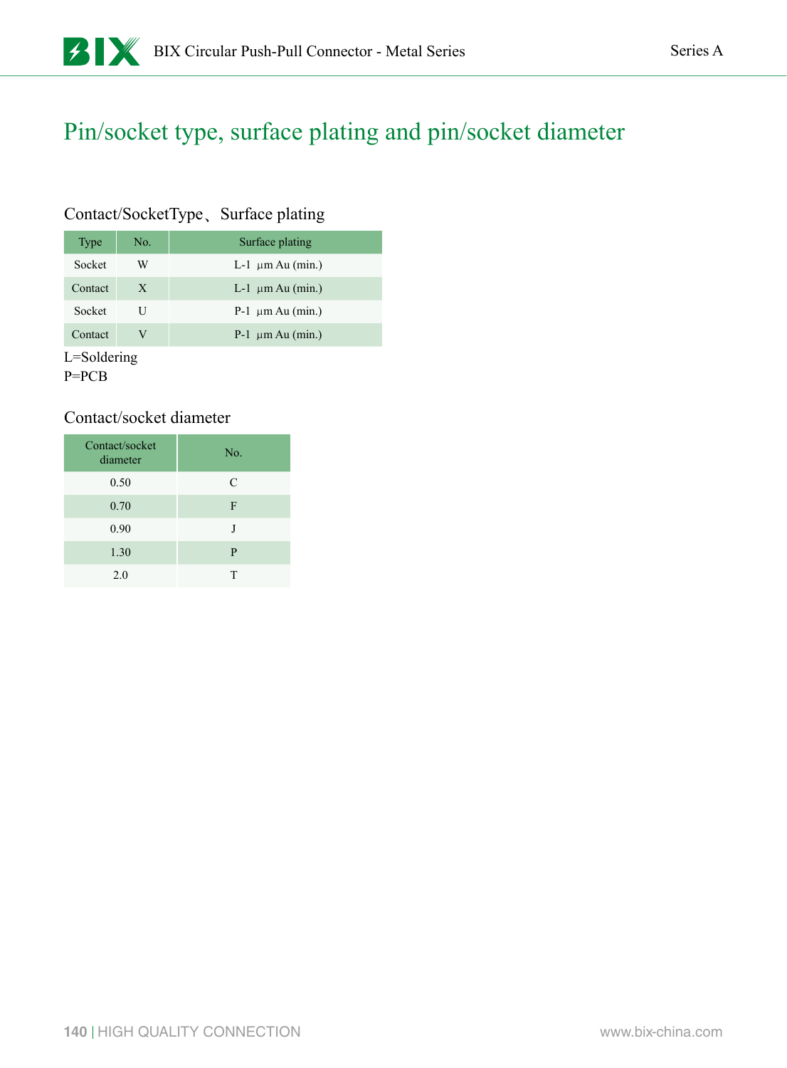# Pin/socket type, surface plating and pin/socket diameter

## Contact/SocketType、Surface plating

| Type | No. | Surface plating |
|---|---|---|
| Socket | W | L-1 μm Au (min.) |
| Contact | X | L-1 μm Au (min.) |
| Socket | U | P-1 μm Au (min.) |
| Contact | V | P-1 μm Au (min.) |

L=Soldering
P=PCB

## Contact/socket diameter

| Contact/socket diameter | No. |
|---|---|
| 0.50 | C |
| 0.70 | F |
| 0.90 | J |
| 1.30 | P |
| 2.0 | T |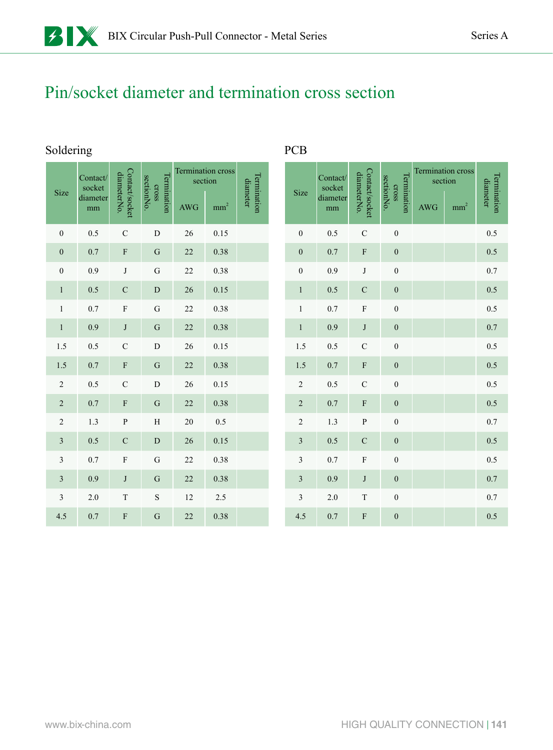# Pin/socket diameter and termination cross section

## Soldering

| Size | Contact/ socket diameter mm | Contact/socket diameterNo. | Termination cross sectionNo. | Termination cross section | | Termination diameter |
|---|---|---|---|---|---|---|
| | | | | AWG | mm² | |
| 0 | 0.5 | C | D | 26 | 0.15 | |
| 0 | 0.7 | F | G | 22 | 0.38 | |
| 0 | 0.9 | J | G | 22 | 0.38 | |
| 1 | 0.5 | C | D | 26 | 0.15 | |
| 1 | 0.7 | F | G | 22 | 0.38 | |
| 1 | 0.9 | J | G | 22 | 0.38 | |
| 1.5 | 0.5 | C | D | 26 | 0.15 | |
| 1.5 | 0.7 | F | G | 22 | 0.38 | |
| 2 | 0.5 | C | D | 26 | 0.15 | |
| 2 | 0.7 | F | G | 22 | 0.38 | |
| 2 | 1.3 | P | H | 20 | 0.5 | |
| 3 | 0.5 | C | D | 26 | 0.15 | |
| 3 | 0.7 | F | G | 22 | 0.38 | |
| 3 | 0.9 | J | G | 22 | 0.38 | |
| 3 | 2.0 | T | S | 12 | 2.5 | |
| 4.5 | 0.7 | F | G | 22 | 0.38 | |

## PCB

| Size | Contact/ socket diameter mm | Contact/socket diameterNo. | Termination cross sectionNo. | Termination cross section | | Termination diameter |
|---|---|---|---|---|---|---|
| | | | | AWG | mm² | |
| 0 | 0.5 | C | 0 | | | 0.5 |
| 0 | 0.7 | F | 0 | | | 0.5 |
| 0 | 0.9 | J | 0 | | | 0.7 |
| 1 | 0.5 | C | 0 | | | 0.5 |
| 1 | 0.7 | F | 0 | | | 0.5 |
| 1 | 0.9 | J | 0 | | | 0.7 |
| 1.5 | 0.5 | C | 0 | | | 0.5 |
| 1.5 | 0.7 | F | 0 | | | 0.5 |
| 2 | 0.5 | C | 0 | | | 0.5 |
| 2 | 0.7 | F | 0 | | | 0.5 |
| 2 | 1.3 | P | 0 | | | 0.7 |
| 3 | 0.5 | C | 0 | | | 0.5 |
| 3 | 0.7 | F | 0 | | | 0.5 |
| 3 | 0.9 | J | 0 | | | 0.7 |
| 3 | 2.0 | T | 0 | | | 0.7 |
| 4.5 | 0.7 | F | 0 | | | 0.5 |